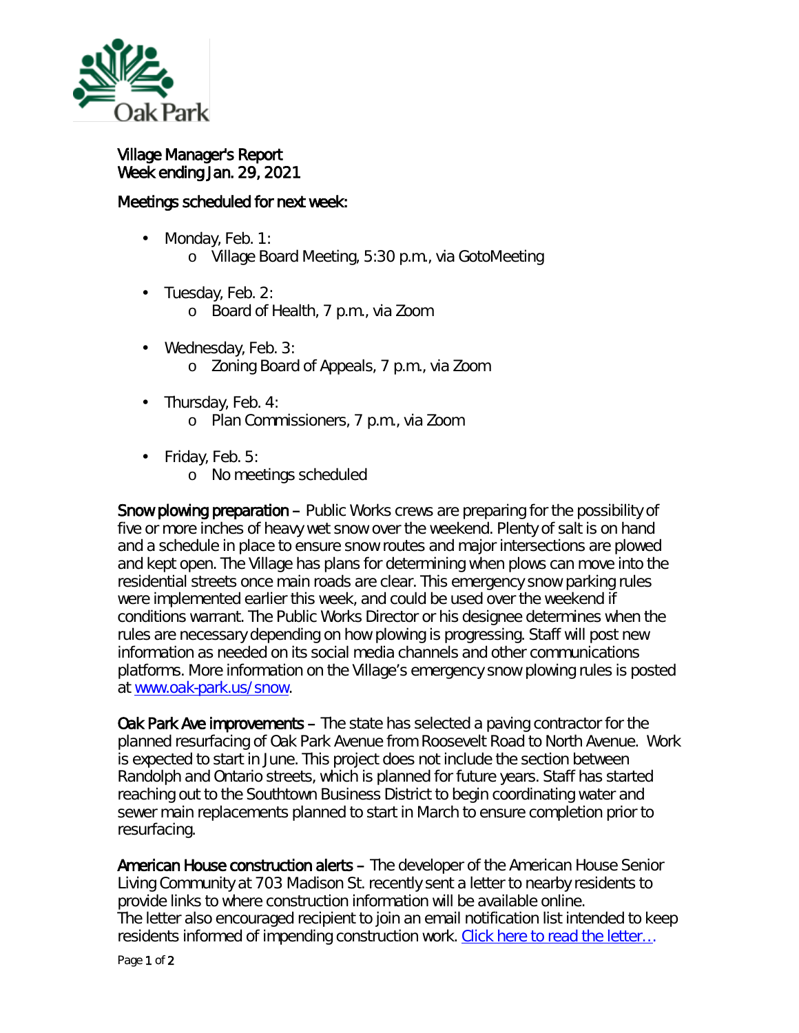Oak Park

Village Manager's Report
Week ending Jan. 29, 2021

Meetings scheduled for next week:

- Monday, Feb. 1:
  - Village Board Meeting, 5:30 p.m., via GotoMeeting
- Tuesday, Feb. 2:
  - Board of Health, 7 p.m., via Zoom
- Wednesday, Feb. 3:
  - Zoning Board of Appeals, 7 p.m., via Zoom
- Thursday, Feb. 4:
  - Plan Commissioners, 7 p.m., via Zoom
- Friday, Feb. 5:
  - No meetings scheduled

Snow plowing preparation – Public Works crews are preparing for the possibility of five or more inches of heavy wet snow over the weekend. Plenty of salt is on hand and a schedule in place to ensure snow routes and major intersections are plowed and kept open. The Village has plans for determining when plows can move into the residential streets once main roads are clear. This emergency snow parking rules were implemented earlier this week, and could be used over the weekend if conditions warrant. The Public Works Director or his designee determines when the rules are necessary depending on how plowing is progressing. Staff will post new information as needed on its social media channels and other communications platforms. More information on the Village's emergency snow plowing rules is posted at [www.oak-park.us/snow](http://www.oak-park.us/snow).

Oak Park Ave improvements – The state has selected a paving contractor for the planned resurfacing of Oak Park Avenue from Roosevelt Road to North Avenue. Work is expected to start in June. This project does not include the section between Randolph and Ontario streets, which is planned for future years. Staff has started reaching out to the Southtown Business District to begin coordinating water and sewer main replacements planned to start in March to ensure completion prior to resurfacing.

American House construction alerts – The developer of the American House Senior Living Community at 703 Madison St. recently sent a letter to nearby residents to provide links to where construction information will be available online.
The letter also encouraged recipient to join an email notification list intended to keep residents informed of impending construction work. Click here to read the letter…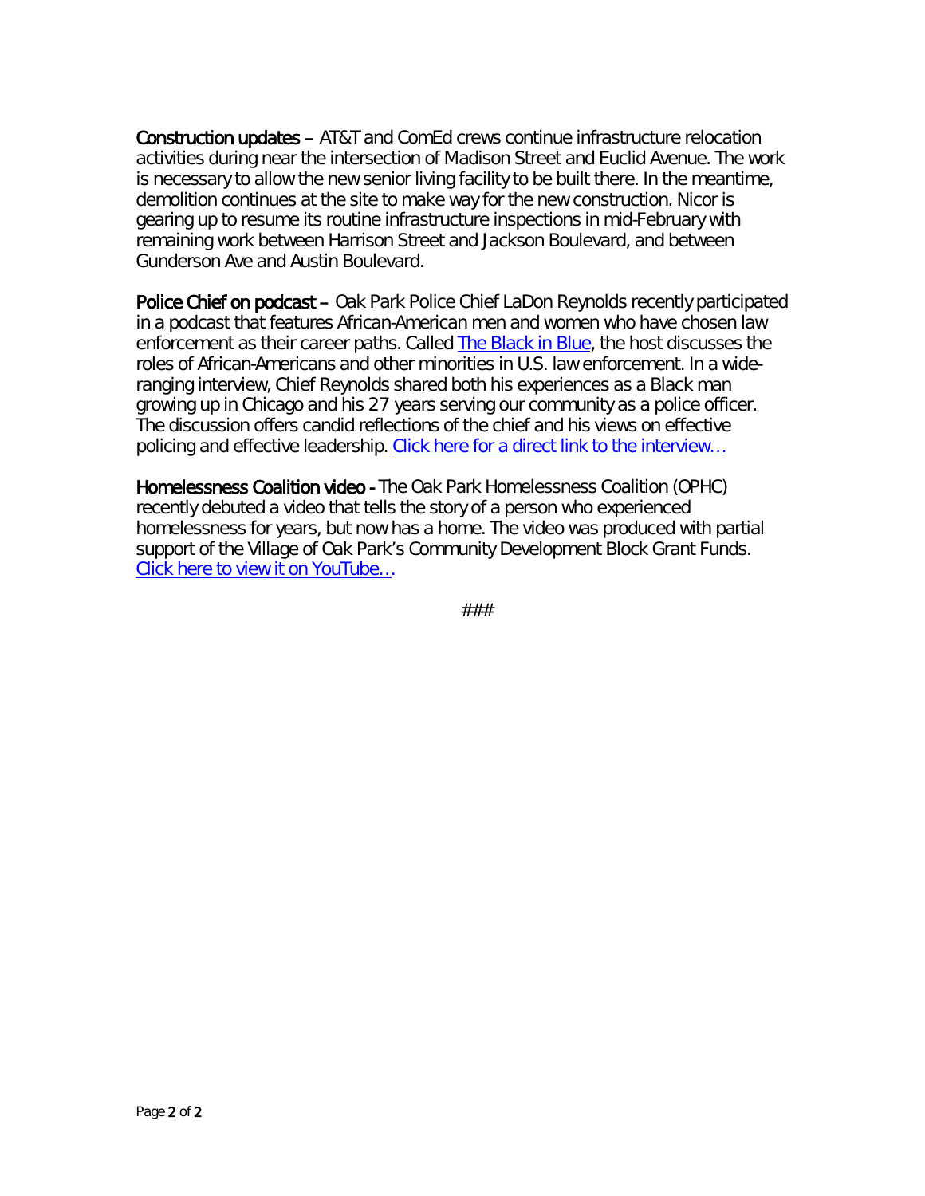**Construction updates –** AT&T and ComEd crews continue infrastructure relocation activities during near the intersection of Madison Street and Euclid Avenue. The work is necessary to allow the new senior living facility to be built there. In the meantime, demolition continues at the site to make way for the new construction. Nicor is gearing up to resume its routine infrastructure inspections in mid-February with remaining work between Harrison Street and Jackson Boulevard, and between Gunderson Ave and Austin Boulevard.

**Police Chief on podcast –** Oak Park Police Chief LaDon Reynolds recently participated in a podcast that features African-American men and women who have chosen law enforcement as their career paths. Called The Black in Blue, the host discusses the roles of African-Americans and other minorities in U.S. law enforcement. In a wide-ranging interview, Chief Reynolds shared both his experiences as a Black man growing up in Chicago and his 27 years serving our community as a police officer. The discussion offers candid reflections of the chief and his views on effective policing and effective leadership. Click here for a direct link to the interview….

**Homelessness Coalition video -** The Oak Park Homelessness Coalition (OPHC) recently debuted a video that tells the story of a person who experienced homelessness for years, but now has a home. The video was produced with partial support of the Village of Oak Park's Community Development Block Grant Funds. Click here to view it on YouTube…

###